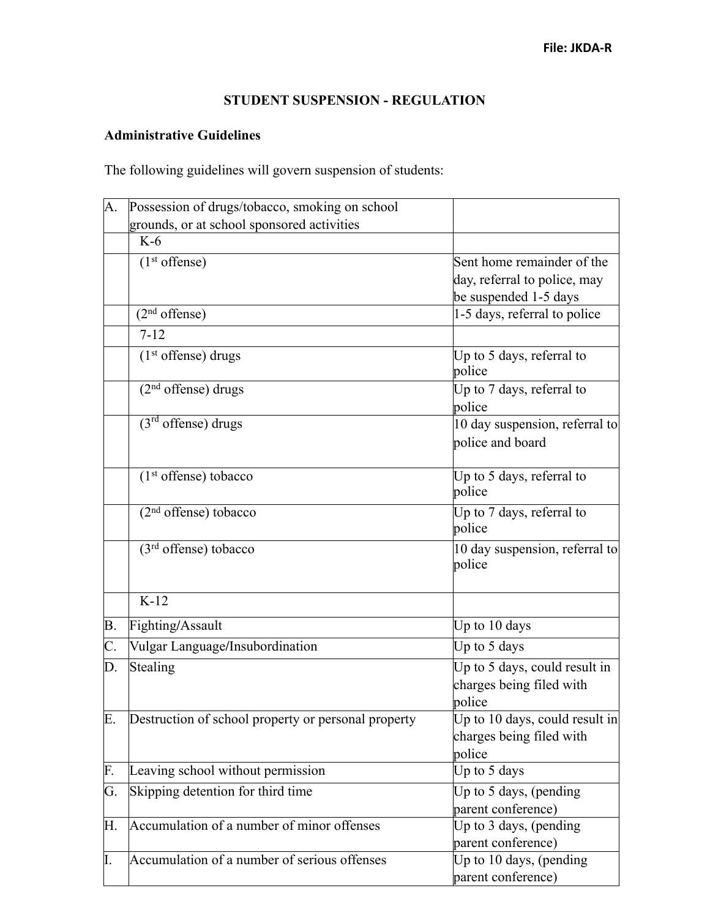**File: JKDA-R**

# STUDENT SUSPENSION - REGULATION

## Administrative Guidelines

The following guidelines will govern suspension of students:

| | | |
|---|---|---|
| A. | Possession of drugs/tobacco, smoking on school grounds, or at school sponsored activities | |
| | K-6 | |
| | (1st offense) | Sent home remainder of the day, referral to police, may be suspended 1-5 days |
| | (2nd offense) | 1-5 days, referral to police |
| | 7-12 | |
| | (1st offense) drugs | Up to 5 days, referral to police |
| | (2nd offense) drugs | Up to 7 days, referral to police |
| | (3rd offense) drugs | 10 day suspension, referral to police and board |
| | (1st offense) tobacco | Up to 5 days, referral to police |
| | (2nd offense) tobacco | Up to 7 days, referral to police |
| | (3rd offense) tobacco | 10 day suspension, referral to police |
| | K-12 | |
| B. | Fighting/Assault | Up to 10 days |
| C. | Vulgar Language/Insubordination | Up to 5 days |
| D. | Stealing | Up to 5 days, could result in charges being filed with police |
| E. | Destruction of school property or personal property | Up to 10 days, could result in charges being filed with police |
| F. | Leaving school without permission | Up to 5 days |
| G. | Skipping detention for third time | Up to 5 days, (pending parent conference) |
| H. | Accumulation of a number of minor offenses | Up to 3 days, (pending parent conference) |
| I. | Accumulation of a number of serious offenses | Up to 10 days, (pending parent conference) |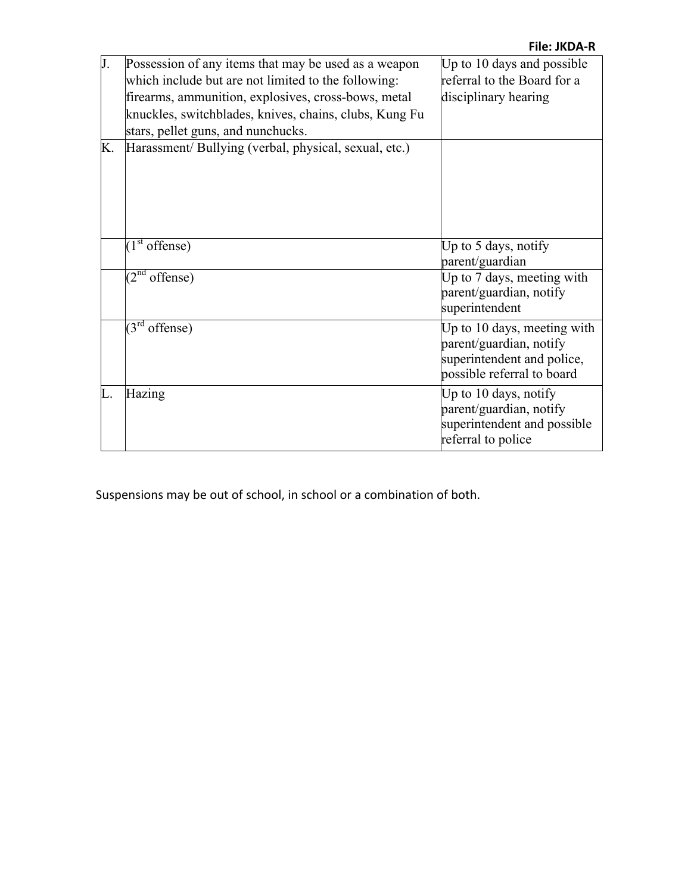| | | |
|---|---|---|
| J. | Possession of any items that may be used as a weapon which include but are not limited to the following: firearms, ammunition, explosives, cross-bows, metal knuckles, switchblades, knives, chains, clubs, Kung Fu stars, pellet guns, and nunchucks. | Up to 10 days and possible referral to the Board for a disciplinary hearing |
| K. | Harassment/ Bullying (verbal, physical, sexual, etc.) | |
| | (1st offense) | Up to 5 days, notify parent/guardian |
| | (2nd offense) | Up to 7 days, meeting with parent/guardian, notify superintendent |
| | (3rd offense) | Up to 10 days, meeting with parent/guardian, notify superintendent and police, possible referral to board |
| L. | Hazing | Up to 10 days, notify parent/guardian, notify superintendent and possible referral to police |

Suspensions may be out of school, in school or a combination of both.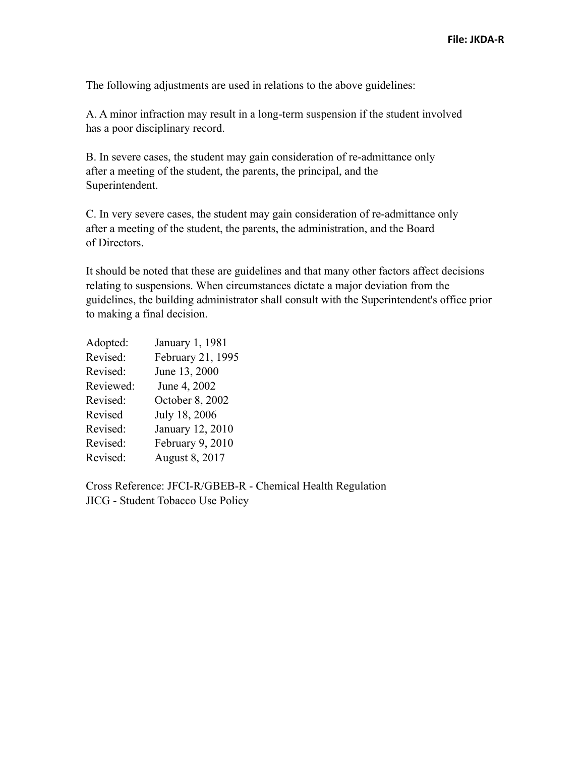The following adjustments are used in relations to the above guidelines:

A. A minor infraction may result in a long-term suspension if the student involved has a poor disciplinary record.

B. In severe cases, the student may gain consideration of re-admittance only after a meeting of the student, the parents, the principal, and the Superintendent.

C. In very severe cases, the student may gain consideration of re-admittance only after a meeting of the student, the parents, the administration, and the Board of Directors.

It should be noted that these are guidelines and that many other factors affect decisions relating to suspensions. When circumstances dictate a major deviation from the guidelines, the building administrator shall consult with the Superintendent's office prior to making a final decision.

| | |
|---|---|
| Adopted: | January 1, 1981 |
| Revised: | February 21, 1995 |
| Revised: | June 13, 2000 |
| Reviewed: | June 4, 2002 |
| Revised: | October 8, 2002 |
| Revised | July 18, 2006 |
| Revised: | January 12, 2010 |
| Revised: | February 9, 2010 |
| Revised: | August 8, 2017 |

Cross Reference: JFCI-R/GBEB-R - Chemical Health Regulation
JICG - Student Tobacco Use Policy